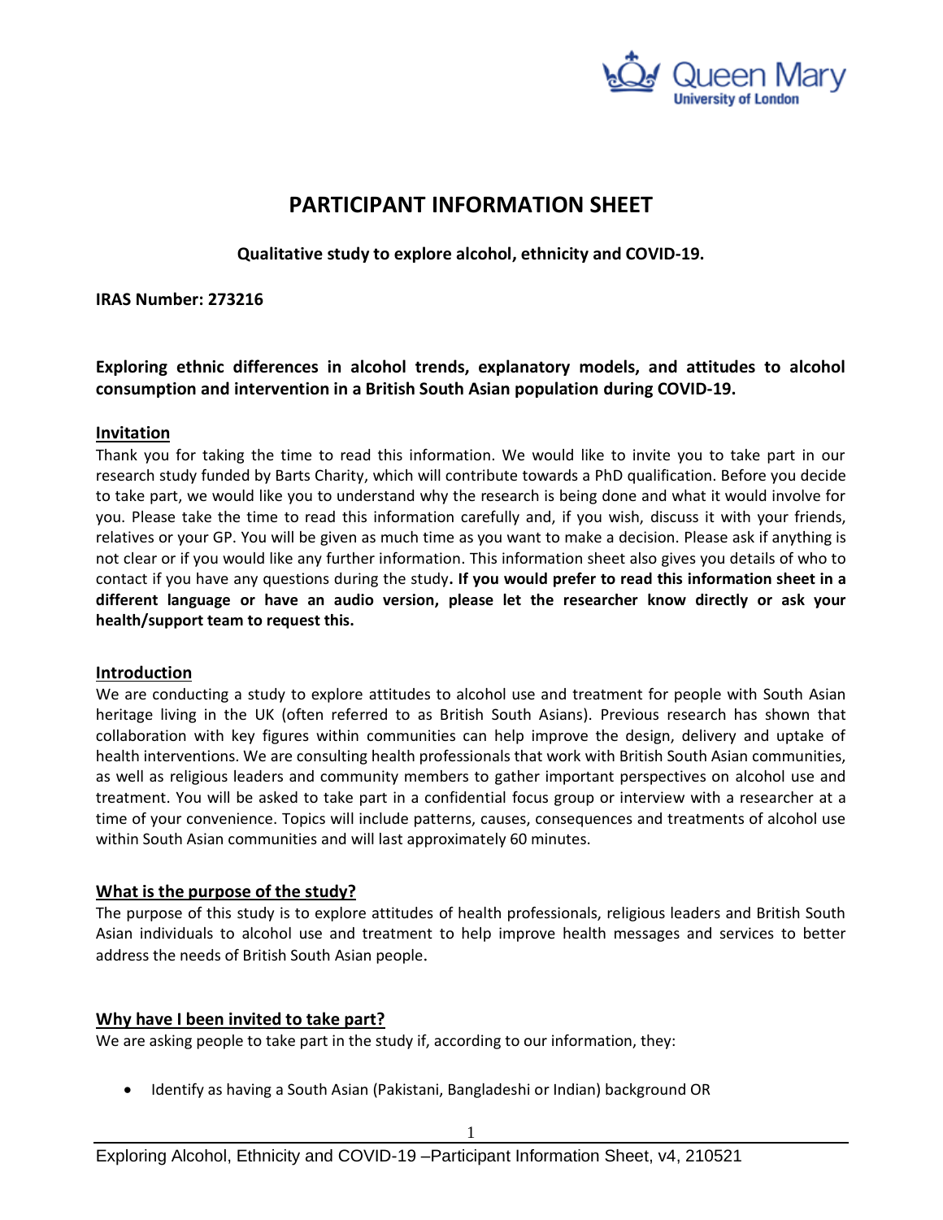# PARTICIPANT INFORMATION SHEET

**Qualitative study to explore alcohol, ethnicity and COVID-19.**

**IRAS Number: 273216**

**Exploring ethnic differences in alcohol trends, explanatory models, and attitudes to alcohol consumption and intervention in a British South Asian population during COVID-19.**

## Invitation

Thank you for taking the time to read this information. We would like to invite you to take part in our research study funded by Barts Charity, which will contribute towards a PhD qualification. Before you decide to take part, we would like you to understand why the research is being done and what it would involve for you. Please take the time to read this information carefully and, if you wish, discuss it with your friends, relatives or your GP. You will be given as much time as you want to make a decision. Please ask if anything is not clear or if you would like any further information. This information sheet also gives you details of who to contact if you have any questions during the study**. If you would prefer to read this information sheet in a different language or have an audio version, please let the researcher know directly or ask your health/support team to request this.**

## Introduction

We are conducting a study to explore attitudes to alcohol use and treatment for people with South Asian heritage living in the UK (often referred to as British South Asians). Previous research has shown that collaboration with key figures within communities can help improve the design, delivery and uptake of health interventions. We are consulting health professionals that work with British South Asian communities, as well as religious leaders and community members to gather important perspectives on alcohol use and treatment. You will be asked to take part in a confidential focus group or interview with a researcher at a time of your convenience. Topics will include patterns, causes, consequences and treatments of alcohol use within South Asian communities and will last approximately 60 minutes.

## What is the purpose of the study?

The purpose of this study is to explore attitudes of health professionals, religious leaders and British South Asian individuals to alcohol use and treatment to help improve health messages and services to better address the needs of British South Asian people.

## Why have I been invited to take part?

We are asking people to take part in the study if, according to our information, they:

- Identify as having a South Asian (Pakistani, Bangladeshi or Indian) background OR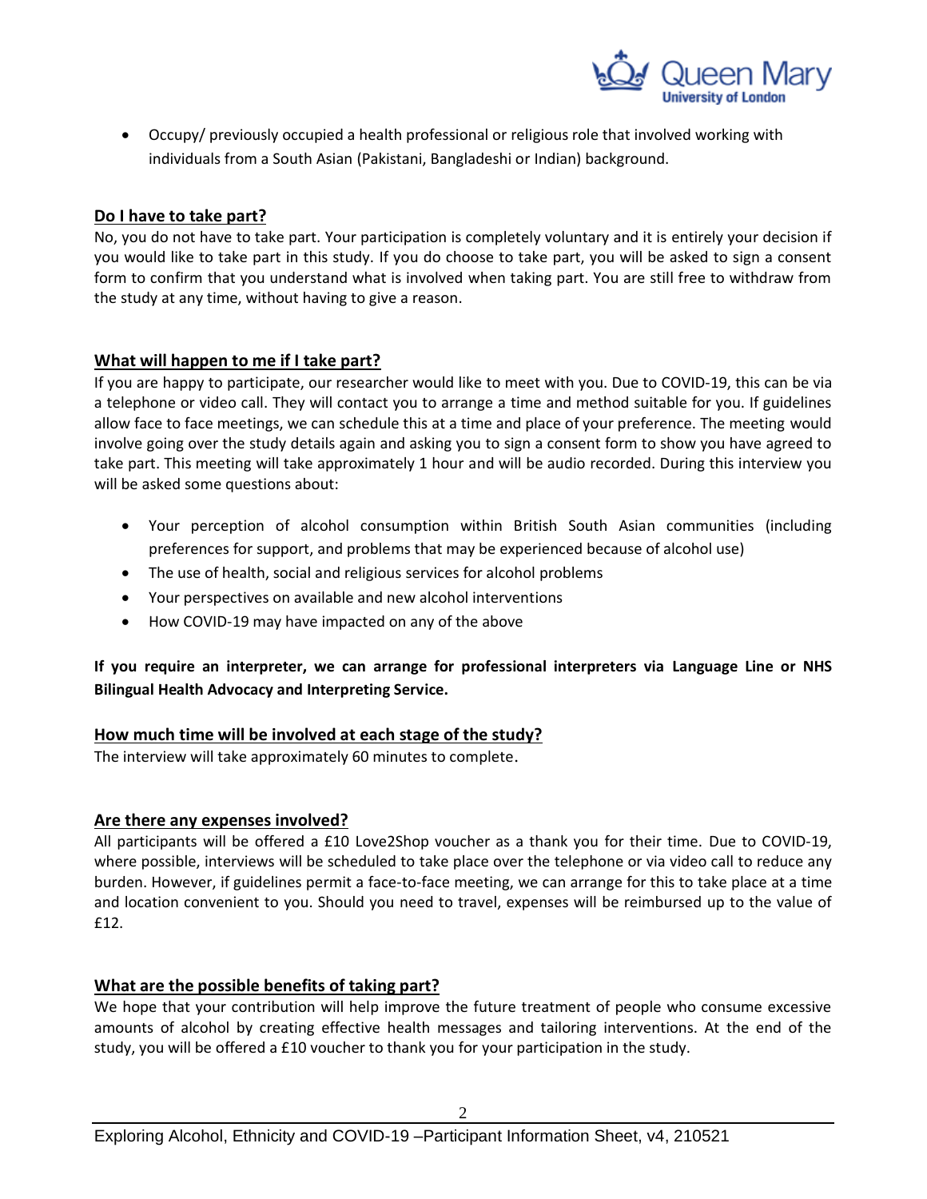- Occupy/ previously occupied a health professional or religious role that involved working with individuals from a South Asian (Pakistani, Bangladeshi or Indian) background.

## Do I have to take part?

No, you do not have to take part. Your participation is completely voluntary and it is entirely your decision if you would like to take part in this study. If you do choose to take part, you will be asked to sign a consent form to confirm that you understand what is involved when taking part. You are still free to withdraw from the study at any time, without having to give a reason.

## What will happen to me if I take part?

If you are happy to participate, our researcher would like to meet with you. Due to COVID-19, this can be via a telephone or video call. They will contact you to arrange a time and method suitable for you. If guidelines allow face to face meetings, we can schedule this at a time and place of your preference. The meeting would involve going over the study details again and asking you to sign a consent form to show you have agreed to take part. This meeting will take approximately 1 hour and will be audio recorded. During this interview you will be asked some questions about:

- Your perception of alcohol consumption within British South Asian communities (including preferences for support, and problems that may be experienced because of alcohol use)
- The use of health, social and religious services for alcohol problems
- Your perspectives on available and new alcohol interventions
- How COVID-19 may have impacted on any of the above

**If you require an interpreter, we can arrange for professional interpreters via Language Line or NHS Bilingual Health Advocacy and Interpreting Service.**

## How much time will be involved at each stage of the study?

The interview will take approximately 60 minutes to complete.

## Are there any expenses involved?

All participants will be offered a £10 Love2Shop voucher as a thank you for their time. Due to COVID-19, where possible, interviews will be scheduled to take place over the telephone or via video call to reduce any burden. However, if guidelines permit a face-to-face meeting, we can arrange for this to take place at a time and location convenient to you. Should you need to travel, expenses will be reimbursed up to the value of £12.

## What are the possible benefits of taking part?

We hope that your contribution will help improve the future treatment of people who consume excessive amounts of alcohol by creating effective health messages and tailoring interventions. At the end of the study, you will be offered a £10 voucher to thank you for your participation in the study.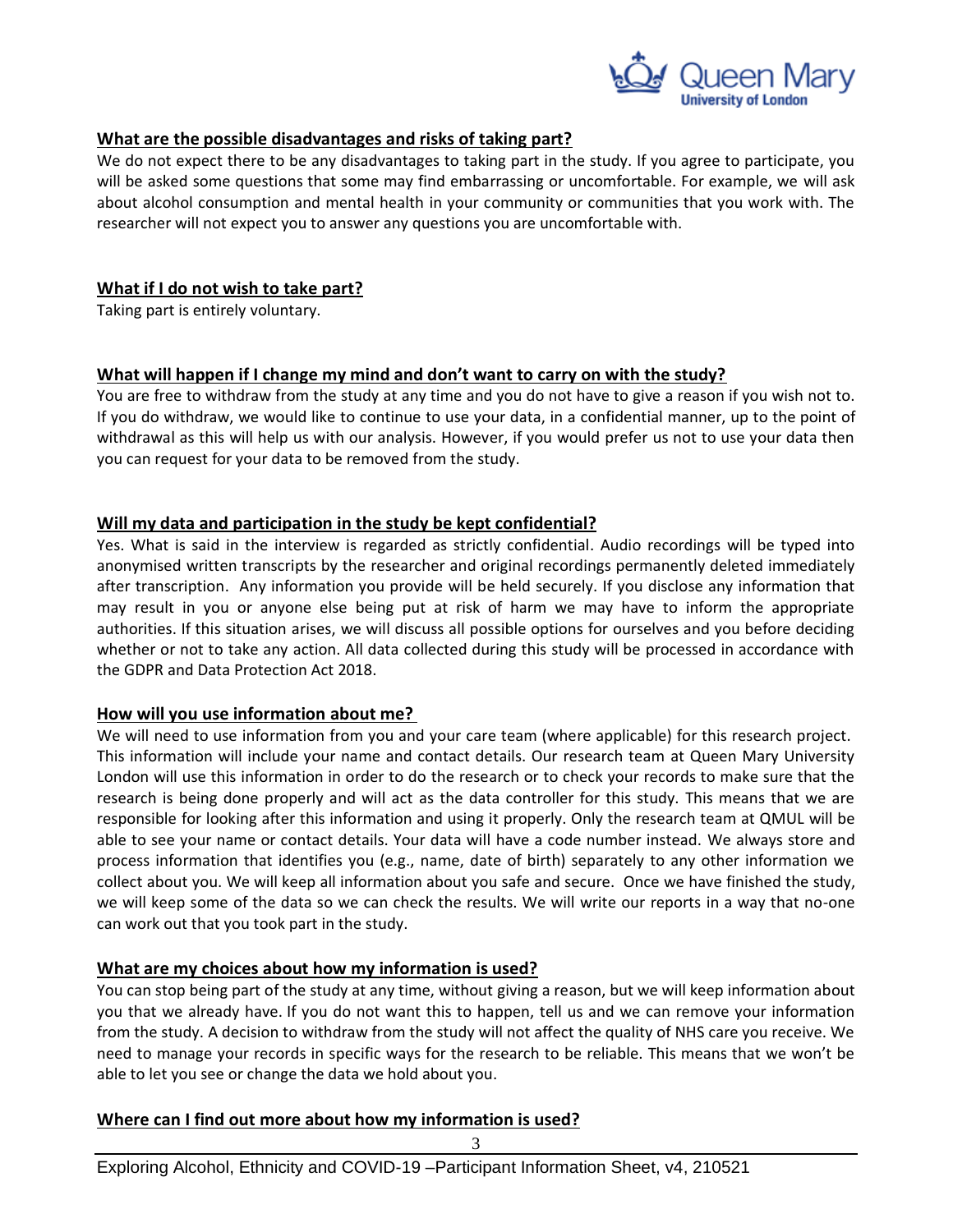## What are the possible disadvantages and risks of taking part?

We do not expect there to be any disadvantages to taking part in the study. If you agree to participate, you will be asked some questions that some may find embarrassing or uncomfortable. For example, we will ask about alcohol consumption and mental health in your community or communities that you work with. The researcher will not expect you to answer any questions you are uncomfortable with.

## What if I do not wish to take part?

Taking part is entirely voluntary.

## What will happen if I change my mind and don't want to carry on with the study?

You are free to withdraw from the study at any time and you do not have to give a reason if you wish not to. If you do withdraw, we would like to continue to use your data, in a confidential manner, up to the point of withdrawal as this will help us with our analysis. However, if you would prefer us not to use your data then you can request for your data to be removed from the study.

## Will my data and participation in the study be kept confidential?

Yes. What is said in the interview is regarded as strictly confidential. Audio recordings will be typed into anonymised written transcripts by the researcher and original recordings permanently deleted immediately after transcription. Any information you provide will be held securely. If you disclose any information that may result in you or anyone else being put at risk of harm we may have to inform the appropriate authorities. If this situation arises, we will discuss all possible options for ourselves and you before deciding whether or not to take any action. All data collected during this study will be processed in accordance with the GDPR and Data Protection Act 2018.

## How will you use information about me?

We will need to use information from you and your care team (where applicable) for this research project. This information will include your name and contact details. Our research team at Queen Mary University London will use this information in order to do the research or to check your records to make sure that the research is being done properly and will act as the data controller for this study. This means that we are responsible for looking after this information and using it properly. Only the research team at QMUL will be able to see your name or contact details. Your data will have a code number instead. We always store and process information that identifies you (e.g., name, date of birth) separately to any other information we collect about you. We will keep all information about you safe and secure. Once we have finished the study, we will keep some of the data so we can check the results. We will write our reports in a way that no-one can work out that you took part in the study.

## What are my choices about how my information is used?

You can stop being part of the study at any time, without giving a reason, but we will keep information about you that we already have. If you do not want this to happen, tell us and we can remove your information from the study. A decision to withdraw from the study will not affect the quality of NHS care you receive. We need to manage your records in specific ways for the research to be reliable. This means that we won't be able to let you see or change the data we hold about you.

## Where can I find out more about how my information is used?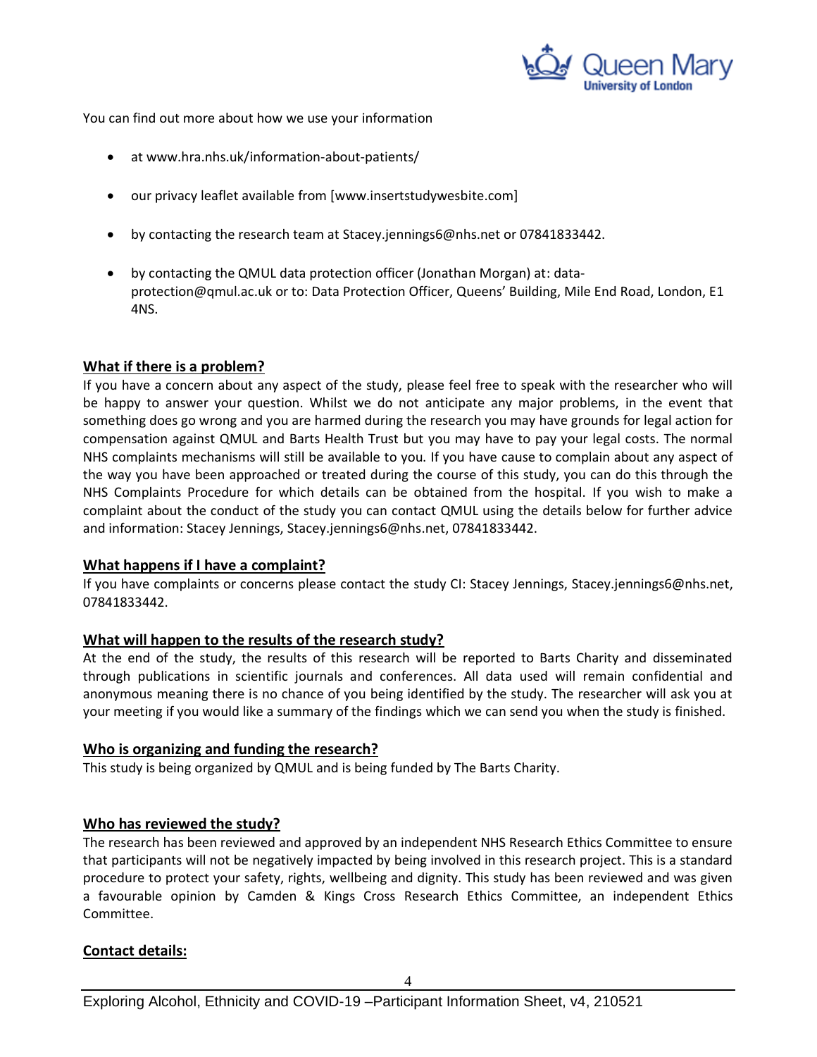You can find out more about how we use your information

- at www.hra.nhs.uk/information-about-patients/
- our privacy leaflet available from [www.insertstudywesbite.com]
- by contacting the research team at Stacey.jennings6@nhs.net or 07841833442.
- by contacting the QMUL data protection officer (Jonathan Morgan) at: data-protection@qmul.ac.uk or to: Data Protection Officer, Queens' Building, Mile End Road, London, E1 4NS.

## What if there is a problem?

If you have a concern about any aspect of the study, please feel free to speak with the researcher who will be happy to answer your question. Whilst we do not anticipate any major problems, in the event that something does go wrong and you are harmed during the research you may have grounds for legal action for compensation against QMUL and Barts Health Trust but you may have to pay your legal costs. The normal NHS complaints mechanisms will still be available to you. If you have cause to complain about any aspect of the way you have been approached or treated during the course of this study, you can do this through the NHS Complaints Procedure for which details can be obtained from the hospital. If you wish to make a complaint about the conduct of the study you can contact QMUL using the details below for further advice and information: Stacey Jennings, Stacey.jennings6@nhs.net, 07841833442.

## What happens if I have a complaint?

If you have complaints or concerns please contact the study CI: Stacey Jennings, Stacey.jennings6@nhs.net, 07841833442.

## What will happen to the results of the research study?

At the end of the study, the results of this research will be reported to Barts Charity and disseminated through publications in scientific journals and conferences. All data used will remain confidential and anonymous meaning there is no chance of you being identified by the study. The researcher will ask you at your meeting if you would like a summary of the findings which we can send you when the study is finished.

## Who is organizing and funding the research?

This study is being organized by QMUL and is being funded by The Barts Charity.

## Who has reviewed the study?

The research has been reviewed and approved by an independent NHS Research Ethics Committee to ensure that participants will not be negatively impacted by being involved in this research project. This is a standard procedure to protect your safety, rights, wellbeing and dignity. This study has been reviewed and was given a favourable opinion by Camden & Kings Cross Research Ethics Committee, an independent Ethics Committee.

## Contact details: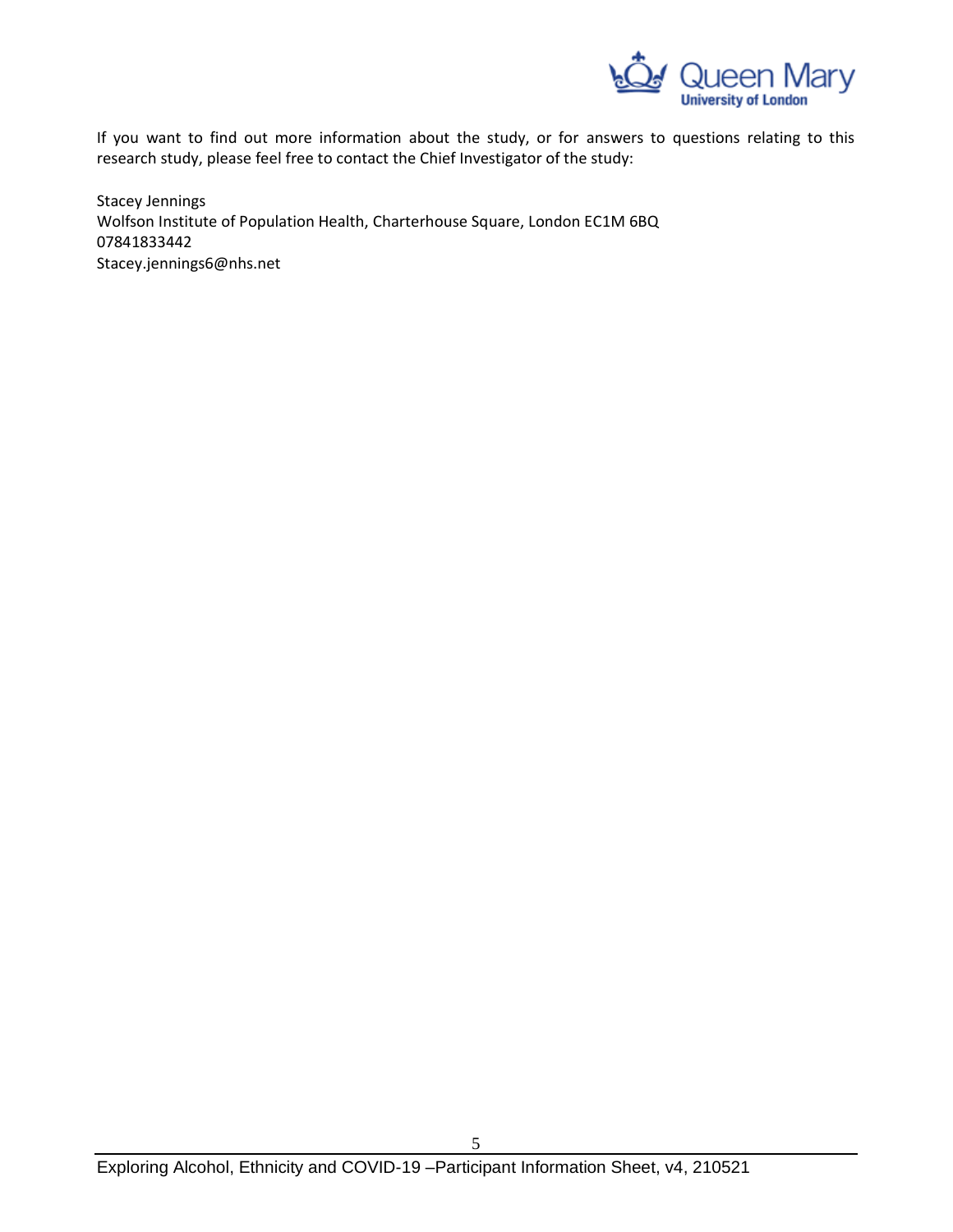If you want to find out more information about the study, or for answers to questions relating to this research study, please feel free to contact the Chief Investigator of the study:

Stacey Jennings
Wolfson Institute of Population Health, Charterhouse Square, London EC1M 6BQ
07841833442
Stacey.jennings6@nhs.net